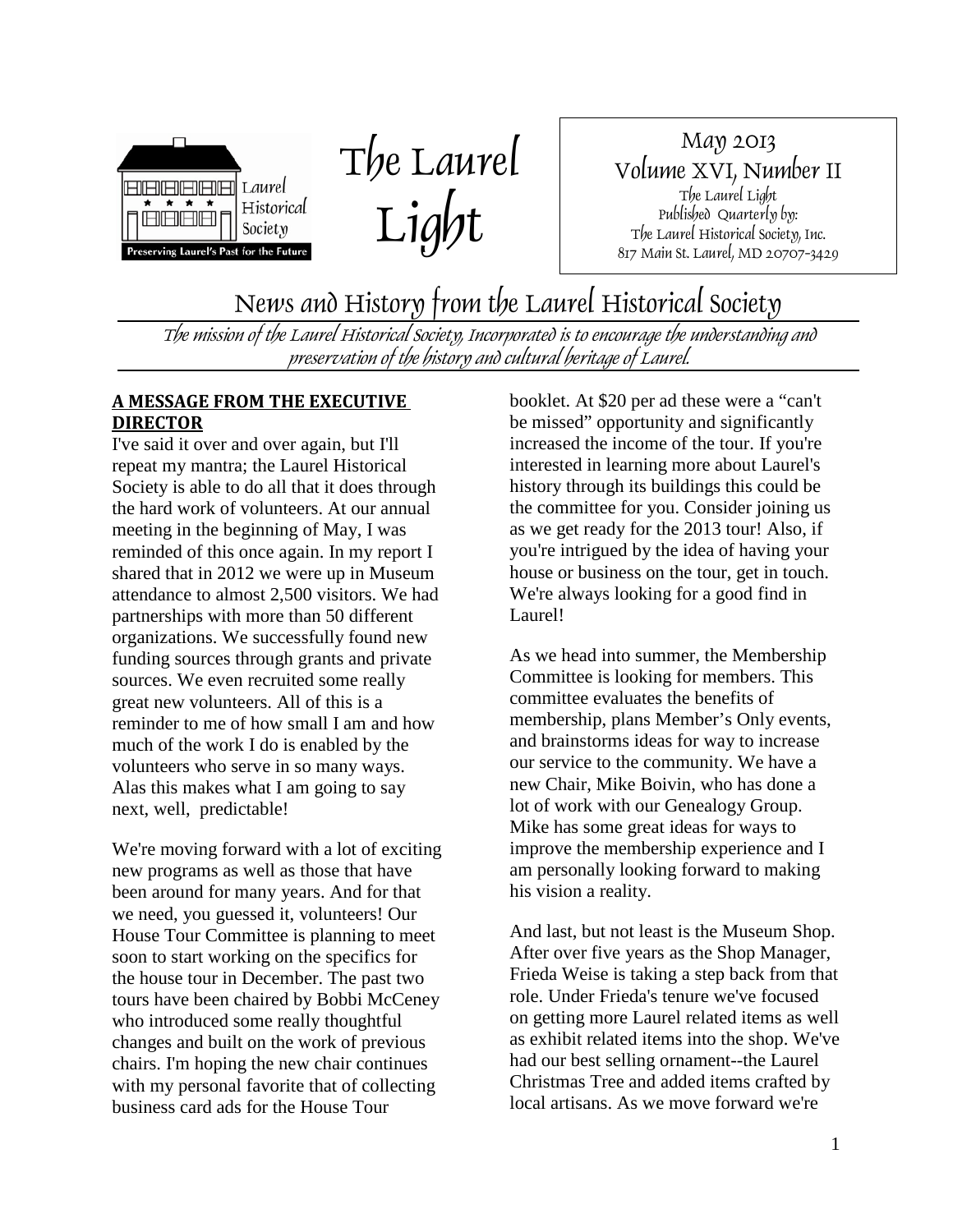Laurel Historical Society

Preserving Laurel's Past for the Future

# The Laurel Light

May 2013
Volume XVI, Number II
The Laurel Light
Published Quarterly by:
The Laurel Historical Society, Inc.
817 Main St. Laurel, MD 20707-3429

## News and History from the Laurel Historical Society

*The mission of the Laurel Historical Society, Incorporated is to encourage the understanding and preservation of the history and cultural heritage of Laurel.*

### A MESSAGE FROM THE EXECUTIVE DIRECTOR

I've said it over and over again, but I'll repeat my mantra; the Laurel Historical Society is able to do all that it does through the hard work of volunteers. At our annual meeting in the beginning of May, I was reminded of this once again. In my report I shared that in 2012 we were up in Museum attendance to almost 2,500 visitors. We had partnerships with more than 50 different organizations. We successfully found new funding sources through grants and private sources. We even recruited some really great new volunteers. All of this is a reminder to me of how small I am and how much of the work I do is enabled by the volunteers who serve in so many ways. Alas this makes what I am going to say next, well, predictable!

We're moving forward with a lot of exciting new programs as well as those that have been around for many years. And for that we need, you guessed it, volunteers! Our House Tour Committee is planning to meet soon to start working on the specifics for the house tour in December. The past two tours have been chaired by Bobbi McCeney who introduced some really thoughtful changes and built on the work of previous chairs. I'm hoping the new chair continues with my personal favorite that of collecting business card ads for the House Tour booklet. At $20 per ad these were a "can't be missed" opportunity and significantly increased the income of the tour. If you're interested in learning more about Laurel's history through its buildings this could be the committee for you. Consider joining us as we get ready for the 2013 tour! Also, if you're intrigued by the idea of having your house or business on the tour, get in touch. We're always looking for a good find in Laurel!

As we head into summer, the Membership Committee is looking for members. This committee evaluates the benefits of membership, plans Member's Only events, and brainstorms ideas for way to increase our service to the community. We have a new Chair, Mike Boivin, who has done a lot of work with our Genealogy Group. Mike has some great ideas for ways to improve the membership experience and I am personally looking forward to making his vision a reality.

And last, but not least is the Museum Shop. After over five years as the Shop Manager, Frieda Weise is taking a step back from that role. Under Frieda's tenure we've focused on getting more Laurel related items as well as exhibit related items into the shop. We've had our best selling ornament--the Laurel Christmas Tree and added items crafted by local artisans. As we move forward we're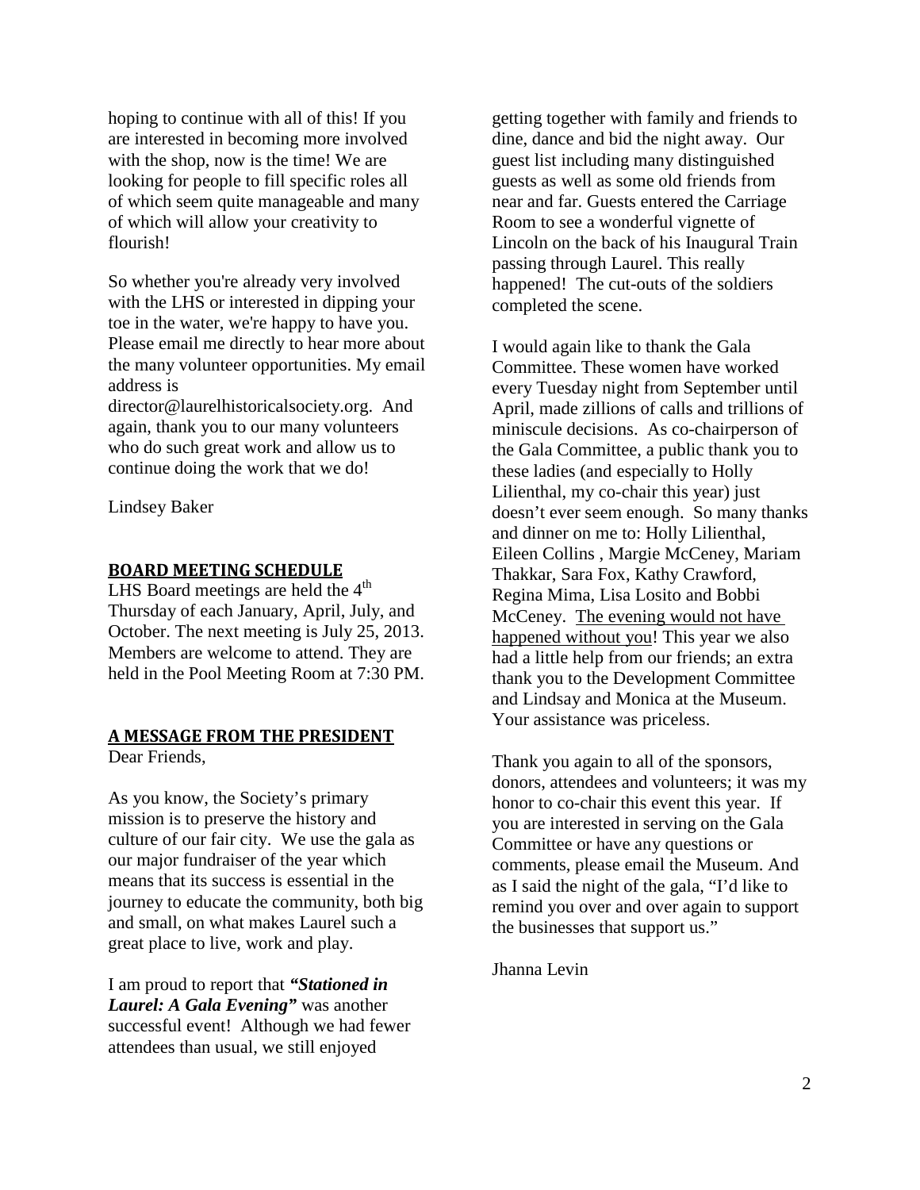hoping to continue with all of this! If you are interested in becoming more involved with the shop, now is the time! We are looking for people to fill specific roles all of which seem quite manageable and many of which will allow your creativity to flourish!

So whether you're already very involved with the LHS or interested in dipping your toe in the water, we're happy to have you. Please email me directly to hear more about the many volunteer opportunities. My email address is director@laurelhistoricalsociety.org. And again, thank you to our many volunteers who do such great work and allow us to continue doing the work that we do!

Lindsey Baker

## BOARD MEETING SCHEDULE

LHS Board meetings are held the 4th Thursday of each January, April, July, and October. The next meeting is July 25, 2013. Members are welcome to attend. They are held in the Pool Meeting Room at 7:30 PM.

## A MESSAGE FROM THE PRESIDENT

Dear Friends,

As you know, the Society's primary mission is to preserve the history and culture of our fair city. We use the gala as our major fundraiser of the year which means that its success is essential in the journey to educate the community, both big and small, on what makes Laurel such a great place to live, work and play.

I am proud to report that ***"Stationed in Laurel: A Gala Evening"*** was another successful event! Although we had fewer attendees than usual, we still enjoyed getting together with family and friends to dine, dance and bid the night away. Our guest list including many distinguished guests as well as some old friends from near and far. Guests entered the Carriage Room to see a wonderful vignette of Lincoln on the back of his Inaugural Train passing through Laurel. This really happened! The cut-outs of the soldiers completed the scene.

I would again like to thank the Gala Committee. These women have worked every Tuesday night from September until April, made zillions of calls and trillions of miniscule decisions. As co-chairperson of the Gala Committee, a public thank you to these ladies (and especially to Holly Lilienthal, my co-chair this year) just doesn't ever seem enough. So many thanks and dinner on me to: Holly Lilienthal, Eileen Collins , Margie McCeney, Mariam Thakkar, Sara Fox, Kathy Crawford, Regina Mima, Lisa Losito and Bobbi McCeney. <u>The evening would not have happened without you</u>! This year we also had a little help from our friends; an extra thank you to the Development Committee and Lindsay and Monica at the Museum. Your assistance was priceless.

Thank you again to all of the sponsors, donors, attendees and volunteers; it was my honor to co-chair this event this year. If you are interested in serving on the Gala Committee or have any questions or comments, please email the Museum. And as I said the night of the gala, "I'd like to remind you over and over again to support the businesses that support us."

Jhanna Levin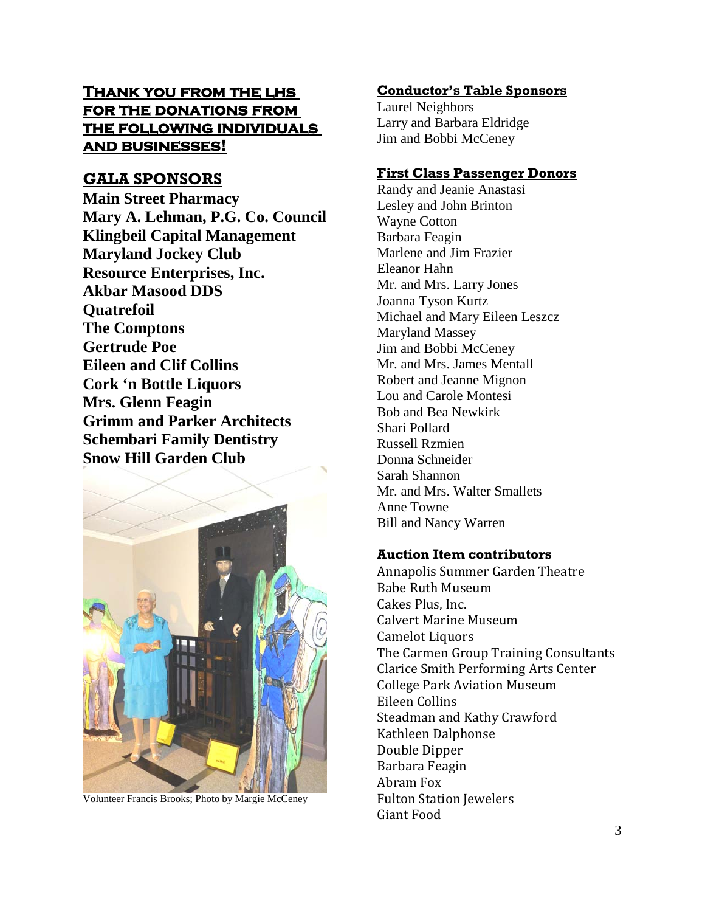## THANK YOU FROM THE LHS FOR THE DONATIONS FROM THE FOLLOWING INDIVIDUALS AND BUSINESSES!

### GALA SPONSORS

**Main Street Pharmacy**
**Mary A. Lehman, P.G. Co. Council**
**Klingbeil Capital Management**
**Maryland Jockey Club**
**Resource Enterprises, Inc.**
**Akbar Masood DDS**
**Quatrefoil**
**The Comptons**
**Gertrude Poe**
**Eileen and Clif Collins**
**Cork 'n Bottle Liquors**
**Mrs. Glenn Feagin**
**Grimm and Parker Architects**
**Schembari Family Dentistry**
**Snow Hill Garden Club**

Volunteer Francis Brooks; Photo by Margie McCeney

### Conductor's Table Sponsors

Laurel Neighbors
Larry and Barbara Eldridge
Jim and Bobbi McCeney

### First Class Passenger Donors

Randy and Jeanie Anastasi
Lesley and John Brinton
Wayne Cotton
Barbara Feagin
Marlene and Jim Frazier
Eleanor Hahn
Mr. and Mrs. Larry Jones
Joanna Tyson Kurtz
Michael and Mary Eileen Leszcz
Maryland Massey
Jim and Bobbi McCeney
Mr. and Mrs. James Mentall
Robert and Jeanne Mignon
Lou and Carole Montesi
Bob and Bea Newkirk
Shari Pollard
Russell Rzmien
Donna Schneider
Sarah Shannon
Mr. and Mrs. Walter Smallets
Anne Towne
Bill and Nancy Warren

### Auction Item contributors

Annapolis Summer Garden Theatre
Babe Ruth Museum
Cakes Plus, Inc.
Calvert Marine Museum
Camelot Liquors
The Carmen Group Training Consultants
Clarice Smith Performing Arts Center
College Park Aviation Museum
Eileen Collins
Steadman and Kathy Crawford
Kathleen Dalphonse
Double Dipper
Barbara Feagin
Abram Fox
Fulton Station Jewelers
Giant Food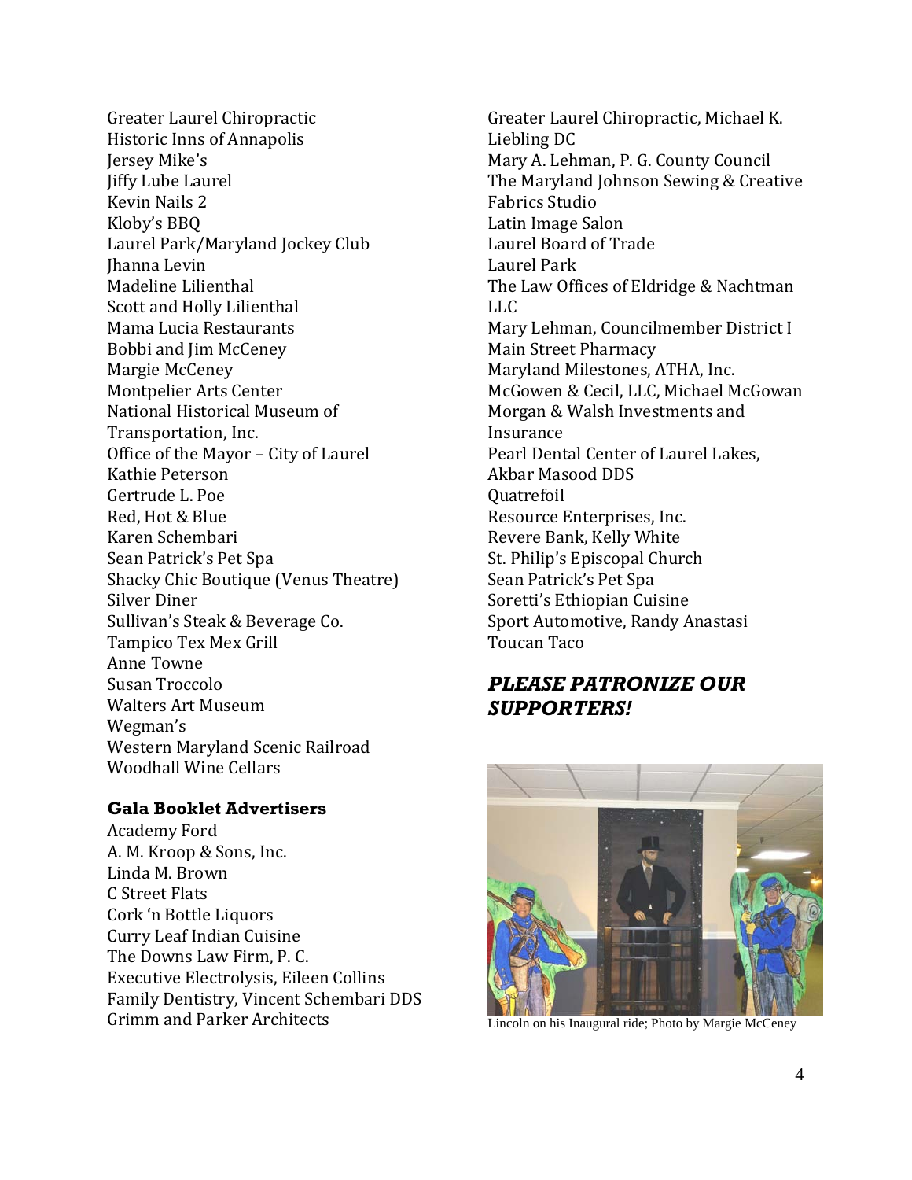Greater Laurel Chiropractic
Historic Inns of Annapolis
Jersey Mike's
Jiffy Lube Laurel
Kevin Nails 2
Kloby's BBQ
Laurel Park/Maryland Jockey Club
Jhanna Levin
Madeline Lilienthal
Scott and Holly Lilienthal
Mama Lucia Restaurants
Bobbi and Jim McCeney
Margie McCeney
Montpelier Arts Center
National Historical Museum of Transportation, Inc.
Office of the Mayor – City of Laurel
Kathie Peterson
Gertrude L. Poe
Red, Hot & Blue
Karen Schembari
Sean Patrick's Pet Spa
Shacky Chic Boutique (Venus Theatre)
Silver Diner
Sullivan's Steak & Beverage Co.
Tampico Tex Mex Grill
Anne Towne
Susan Troccolo
Walters Art Museum
Wegman's
Western Maryland Scenic Railroad
Woodhall Wine Cellars

**Gala Booklet Advertisers**

Academy Ford
A. M. Kroop & Sons, Inc.
Linda M. Brown
C Street Flats
Cork 'n Bottle Liquors
Curry Leaf Indian Cuisine
The Downs Law Firm, P. C.
Executive Electrolysis, Eileen Collins
Family Dentistry, Vincent Schembari DDS
Grimm and Parker Architects
Greater Laurel Chiropractic, Michael K. Liebling DC
Mary A. Lehman, P. G. County Council
The Maryland Johnson Sewing & Creative Fabrics Studio
Latin Image Salon
Laurel Board of Trade
Laurel Park
The Law Offices of Eldridge & Nachtman LLC
Mary Lehman, Councilmember District I
Main Street Pharmacy
Maryland Milestones, ATHA, Inc.
McGowen & Cecil, LLC, Michael McGowan
Morgan & Walsh Investments and Insurance
Pearl Dental Center of Laurel Lakes, Akbar Masood DDS
Quatrefoil
Resource Enterprises, Inc.
Revere Bank, Kelly White
St. Philip's Episcopal Church
Sean Patrick's Pet Spa
Soretti's Ethiopian Cuisine
Sport Automotive, Randy Anastasi
Toucan Taco

***PLEASE PATRONIZE OUR SUPPORTERS!***

Lincoln on his Inaugural ride; Photo by Margie McCeney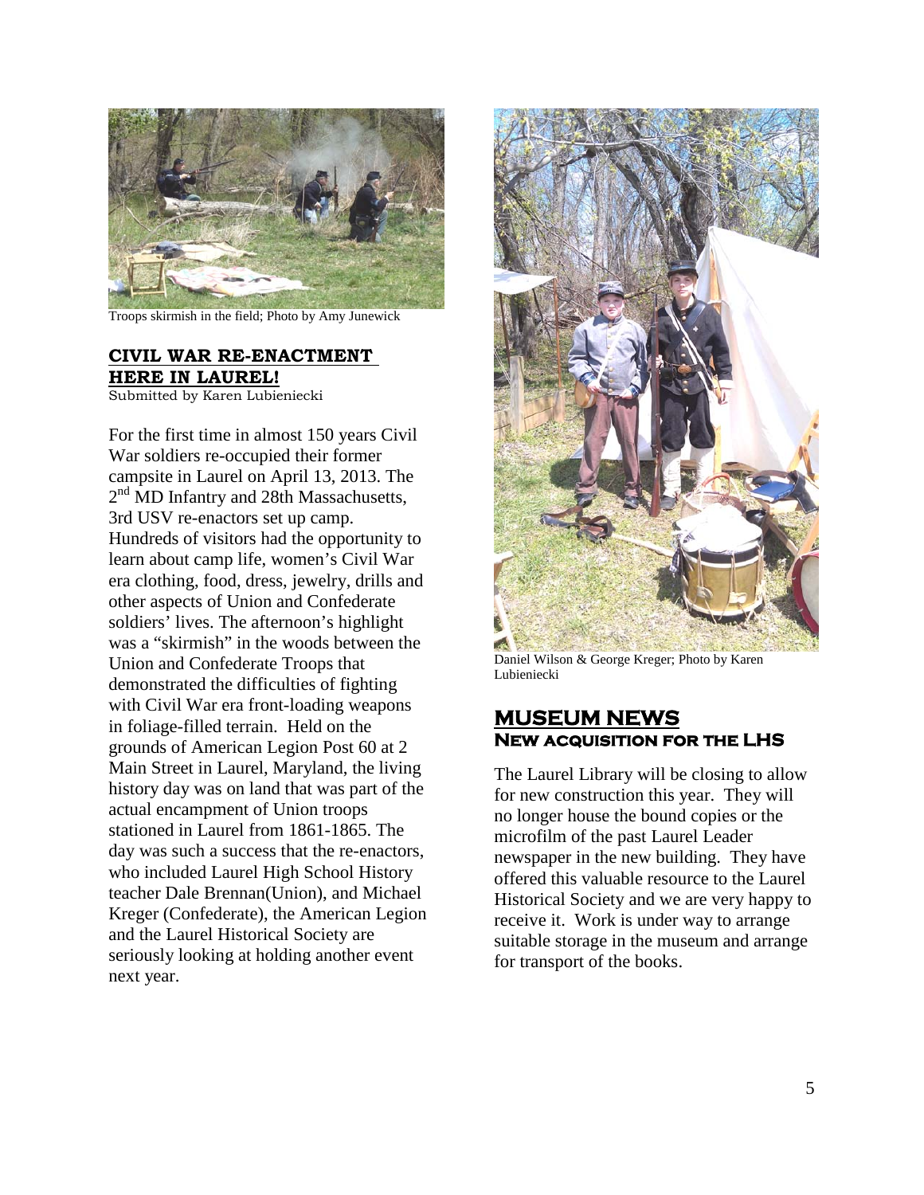Troops skirmish in the field; Photo by Amy Junewick

## CIVIL WAR RE-ENACTMENT HERE IN LAUREL!

Submitted by Karen Lubieniecki

For the first time in almost 150 years Civil War soldiers re-occupied their former campsite in Laurel on April 13, 2013. The 2nd MD Infantry and 28th Massachusetts, 3rd USV re-enactors set up camp. Hundreds of visitors had the opportunity to learn about camp life, women's Civil War era clothing, food, dress, jewelry, drills and other aspects of Union and Confederate soldiers' lives. The afternoon's highlight was a "skirmish" in the woods between the Union and Confederate Troops that demonstrated the difficulties of fighting with Civil War era front-loading weapons in foliage-filled terrain. Held on the grounds of American Legion Post 60 at 2 Main Street in Laurel, Maryland, the living history day was on land that was part of the actual encampment of Union troops stationed in Laurel from 1861-1865. The day was such a success that the re-enactors, who included Laurel High School History teacher Dale Brennan(Union), and Michael Kreger (Confederate), the American Legion and the Laurel Historical Society are seriously looking at holding another event next year.

Daniel Wilson & George Kreger; Photo by Karen Lubieniecki

## MUSEUM NEWS

### NEW ACQUISITION FOR THE LHS

The Laurel Library will be closing to allow for new construction this year. They will no longer house the bound copies or the microfilm of the past Laurel Leader newspaper in the new building. They have offered this valuable resource to the Laurel Historical Society and we are very happy to receive it. Work is under way to arrange suitable storage in the museum and arrange for transport of the books.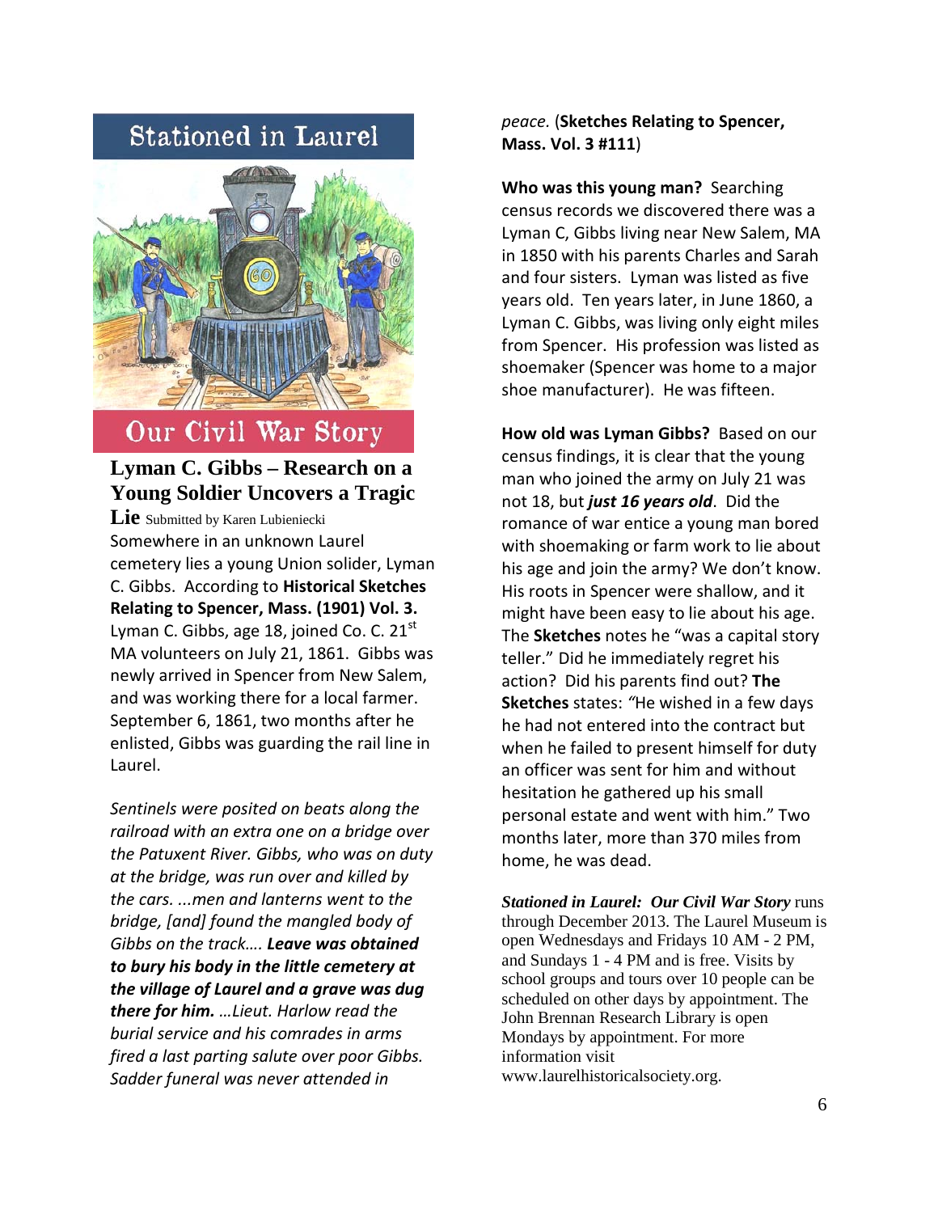# Stationed in Laurel

# Our Civil War Story

## Lyman C. Gibbs – Research on a Young Soldier Uncovers a Tragic Lie

Submitted by Karen Lubieniecki

Somewhere in an unknown Laurel cemetery lies a young Union solider, Lyman C. Gibbs. According to **Historical Sketches Relating to Spencer, Mass. (1901) Vol. 3.** Lyman C. Gibbs, age 18, joined Co. C. 21st MA volunteers on July 21, 1861. Gibbs was newly arrived in Spencer from New Salem, and was working there for a local farmer. September 6, 1861, two months after he enlisted, Gibbs was guarding the rail line in Laurel.

*Sentinels were posited on beats along the railroad with an extra one on a bridge over the Patuxent River. Gibbs, who was on duty at the bridge, was run over and killed by the cars. ...men and lanterns went to the bridge, [and] found the mangled body of Gibbs on the track…. **Leave was obtained to bury his body in the little cemetery at the village of Laurel and a grave was dug there for him.** …Lieut. Harlow read the burial service and his comrades in arms fired a last parting salute over poor Gibbs. Sadder funeral was never attended in peace.* (**Sketches Relating to Spencer, Mass. Vol. 3 #111**)

**Who was this young man?** Searching census records we discovered there was a Lyman C, Gibbs living near New Salem, MA in 1850 with his parents Charles and Sarah and four sisters. Lyman was listed as five years old. Ten years later, in June 1860, a Lyman C. Gibbs, was living only eight miles from Spencer. His profession was listed as shoemaker (Spencer was home to a major shoe manufacturer). He was fifteen.

**How old was Lyman Gibbs?** Based on our census findings, it is clear that the young man who joined the army on July 21 was not 18, but ***just 16 years old***. Did the romance of war entice a young man bored with shoemaking or farm work to lie about his age and join the army? We don't know. His roots in Spencer were shallow, and it might have been easy to lie about his age. The **Sketches** notes he "was a capital story teller." Did he immediately regret his action? Did his parents find out? **The Sketches** states: *"*He wished in a few days he had not entered into the contract but when he failed to present himself for duty an officer was sent for him and without hesitation he gathered up his small personal estate and went with him." Two months later, more than 370 miles from home, he was dead.

***Stationed in Laurel: Our Civil War Story*** runs through December 2013. The Laurel Museum is open Wednesdays and Fridays 10 AM - 2 PM, and Sundays 1 - 4 PM and is free. Visits by school groups and tours over 10 people can be scheduled on other days by appointment. The John Brennan Research Library is open Mondays by appointment. For more information visit www.laurelhistoricalsociety.org.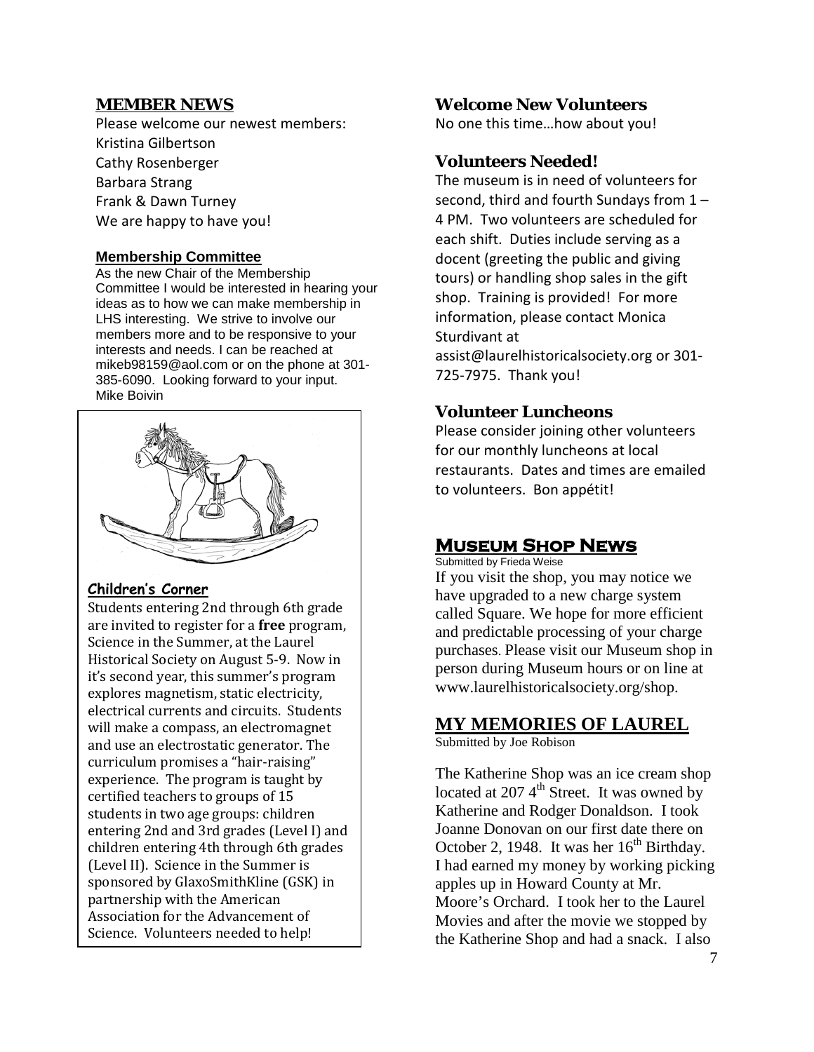## MEMBER NEWS

Please welcome our newest members:
Kristina Gilbertson
Cathy Rosenberger
Barbara Strang
Frank & Dawn Turney
We are happy to have you!

### Membership Committee

As the new Chair of the Membership Committee I would be interested in hearing your ideas as to how we can make membership in LHS interesting. We strive to involve our members more and to be responsive to your interests and needs. I can be reached at mikeb98159@aol.com or on the phone at 301-385-6090. Looking forward to your input.
Mike Boivin

### Children's Corner

Students entering 2nd through 6th grade are invited to register for a **free** program, Science in the Summer, at the Laurel Historical Society on August 5-9. Now in it's second year, this summer's program explores magnetism, static electricity, electrical currents and circuits. Students will make a compass, an electromagnet and use an electrostatic generator. The curriculum promises a "hair-raising" experience. The program is taught by certified teachers to groups of 15 students in two age groups: children entering 2nd and 3rd grades (Level I) and children entering 4th through 6th grades (Level II). Science in the Summer is sponsored by GlaxoSmithKline (GSK) in partnership with the American Association for the Advancement of Science. Volunteers needed to help!

### Welcome New Volunteers

No one this time…how about you!

### Volunteers Needed!

The museum is in need of volunteers for second, third and fourth Sundays from 1 – 4 PM. Two volunteers are scheduled for each shift. Duties include serving as a docent (greeting the public and giving tours) or handling shop sales in the gift shop. Training is provided! For more information, please contact Monica Sturdivant at assist@laurelhistoricalsociety.org or 301-725-7975. Thank you!

### Volunteer Luncheons

Please consider joining other volunteers for our monthly luncheons at local restaurants. Dates and times are emailed to volunteers. Bon appétit!

## Museum Shop News

Submitted by Frieda Weise

If you visit the shop, you may notice we have upgraded to a new charge system called Square. We hope for more efficient and predictable processing of your charge purchases. Please visit our Museum shop in person during Museum hours or on line at www.laurelhistoricalsociety.org/shop.

## MY MEMORIES OF LAUREL

Submitted by Joe Robison

The Katherine Shop was an ice cream shop located at 207 4th Street. It was owned by Katherine and Rodger Donaldson. I took Joanne Donovan on our first date there on October 2, 1948. It was her 16th Birthday. I had earned my money by working picking apples up in Howard County at Mr. Moore's Orchard. I took her to the Laurel Movies and after the movie we stopped by the Katherine Shop and had a snack. I also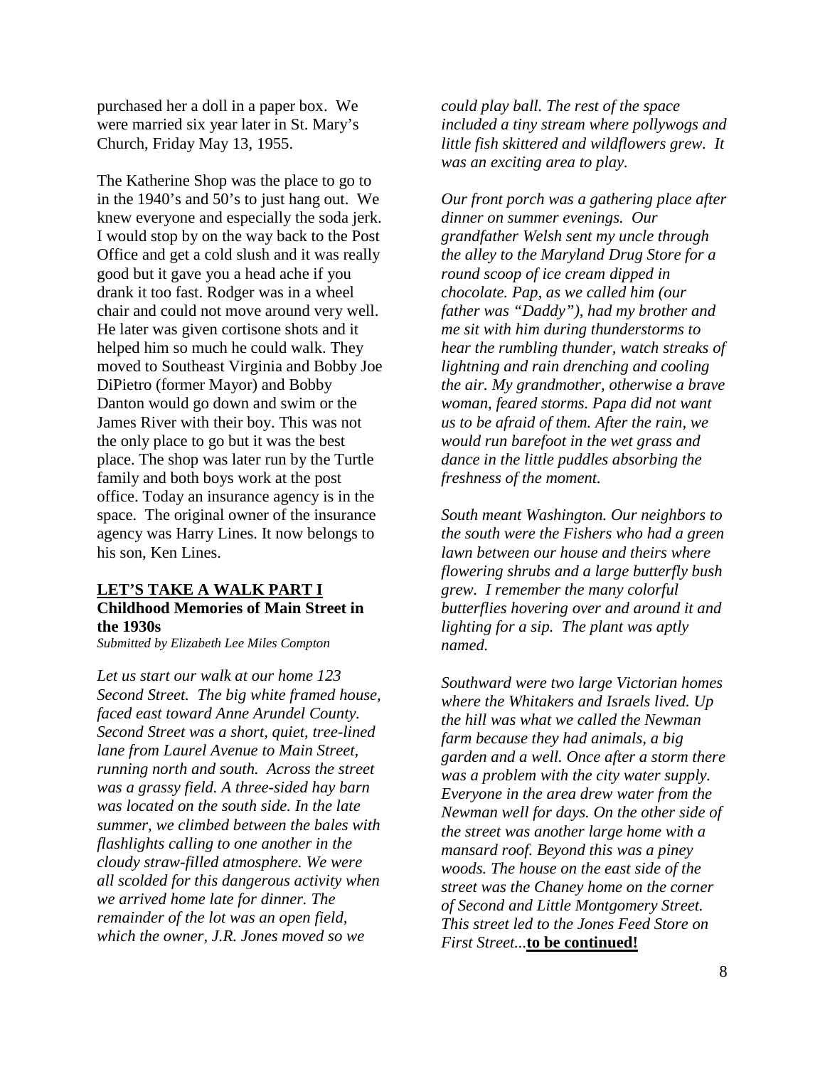purchased her a doll in a paper box. We were married six year later in St. Mary's Church, Friday May 13, 1955.

The Katherine Shop was the place to go to in the 1940's and 50's to just hang out. We knew everyone and especially the soda jerk. I would stop by on the way back to the Post Office and get a cold slush and it was really good but it gave you a head ache if you drank it too fast. Rodger was in a wheel chair and could not move around very well. He later was given cortisone shots and it helped him so much he could walk. They moved to Southeast Virginia and Bobby Joe DiPietro (former Mayor) and Bobby Danton would go down and swim or the James River with their boy. This was not the only place to go but it was the best place. The shop was later run by the Turtle family and both boys work at the post office. Today an insurance agency is in the space. The original owner of the insurance agency was Harry Lines. It now belongs to his son, Ken Lines.

## LET'S TAKE A WALK PART I

**Childhood Memories of Main Street in the 1930s**

*Submitted by Elizabeth Lee Miles Compton*

*Let us start our walk at our home 123 Second Street. The big white framed house, faced east toward Anne Arundel County. Second Street was a short, quiet, tree-lined lane from Laurel Avenue to Main Street, running north and south. Across the street was a grassy field. A three-sided hay barn was located on the south side. In the late summer, we climbed between the bales with flashlights calling to one another in the cloudy straw-filled atmosphere. We were all scolded for this dangerous activity when we arrived home late for dinner. The remainder of the lot was an open field, which the owner, J.R. Jones moved so we could play ball. The rest of the space included a tiny stream where pollywogs and little fish skittered and wildflowers grew. It was an exciting area to play.*

*Our front porch was a gathering place after dinner on summer evenings. Our grandfather Welsh sent my uncle through the alley to the Maryland Drug Store for a round scoop of ice cream dipped in chocolate. Pap, as we called him (our father was "Daddy"), had my brother and me sit with him during thunderstorms to hear the rumbling thunder, watch streaks of lightning and rain drenching and cooling the air. My grandmother, otherwise a brave woman, feared storms. Papa did not want us to be afraid of them. After the rain, we would run barefoot in the wet grass and dance in the little puddles absorbing the freshness of the moment.*

*South meant Washington. Our neighbors to the south were the Fishers who had a green lawn between our house and theirs where flowering shrubs and a large butterfly bush grew. I remember the many colorful butterflies hovering over and around it and lighting for a sip. The plant was aptly named.*

*Southward were two large Victorian homes where the Whitakers and Israels lived. Up the hill was what we called the Newman farm because they had animals, a big garden and a well. Once after a storm there was a problem with the city water supply. Everyone in the area drew water from the Newman well for days. On the other side of the street was another large home with a mansard roof. Beyond this was a piney woods. The house on the east side of the street was the Chaney home on the corner of Second and Little Montgomery Street. This street led to the Jones Feed Store on First Street...*__**to be continued!**__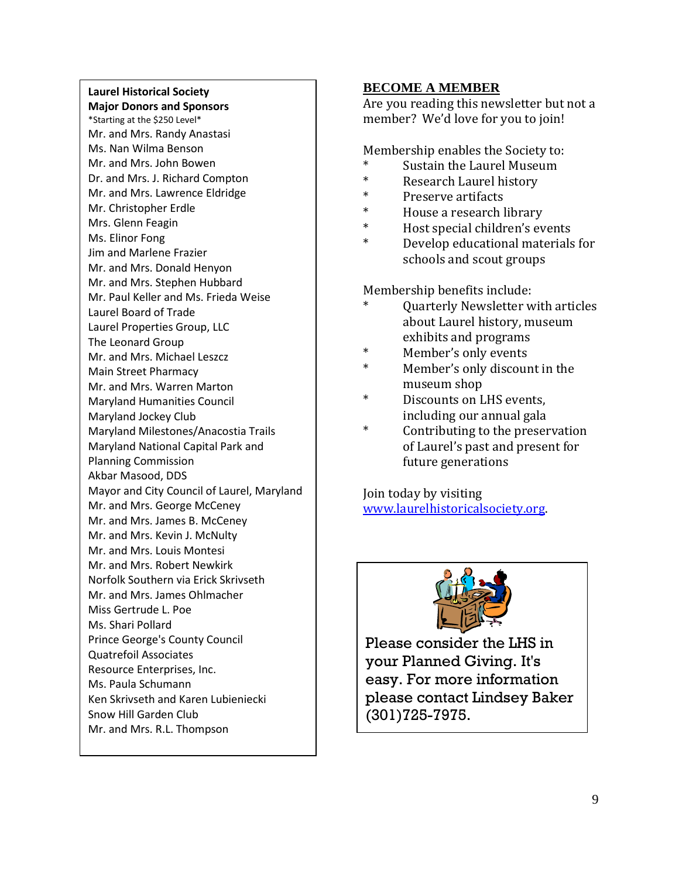**Laurel Historical Society**
**Major Donors and Sponsors**

*Starting at the $250 Level*

Mr. and Mrs. Randy Anastasi
Ms. Nan Wilma Benson
Mr. and Mrs. John Bowen
Dr. and Mrs. J. Richard Compton
Mr. and Mrs. Lawrence Eldridge
Mr. Christopher Erdle
Mrs. Glenn Feagin
Ms. Elinor Fong
Jim and Marlene Frazier
Mr. and Mrs. Donald Henyon
Mr. and Mrs. Stephen Hubbard
Mr. Paul Keller and Ms. Frieda Weise
Laurel Board of Trade
Laurel Properties Group, LLC
The Leonard Group
Mr. and Mrs. Michael Leszcz
Main Street Pharmacy
Mr. and Mrs. Warren Marton
Maryland Humanities Council
Maryland Jockey Club
Maryland Milestones/Anacostia Trails
Maryland National Capital Park and Planning Commission
Akbar Masood, DDS
Mayor and City Council of Laurel, Maryland
Mr. and Mrs. George McCeney
Mr. and Mrs. James B. McCeney
Mr. and Mrs. Kevin J. McNulty
Mr. and Mrs. Louis Montesi
Mr. and Mrs. Robert Newkirk
Norfolk Southern via Erick Skrivseth
Mr. and Mrs. James Ohlmacher
Miss Gertrude L. Poe
Ms. Shari Pollard
Prince George's County Council
Quatrefoil Associates
Resource Enterprises, Inc.
Ms. Paula Schumann
Ken Skrivseth and Karen Lubieniecki
Snow Hill Garden Club
Mr. and Mrs. R.L. Thompson

## BECOME A MEMBER

Are you reading this newsletter but not a member? We'd love for you to join!

Membership enables the Society to:

* Sustain the Laurel Museum
* Research Laurel history
* Preserve artifacts
* House a research library
* Host special children's events
* Develop educational materials for schools and scout groups

Membership benefits include:

* Quarterly Newsletter with articles about Laurel history, museum exhibits and programs
* Member's only events
* Member's only discount in the museum shop
* Discounts on LHS events, including our annual gala
* Contributing to the preservation of Laurel's past and present for future generations

Join today by visiting [www.laurelhistoricalsociety.org](http://www.laurelhistoricalsociety.org).

Please consider the LHS in your Planned Giving. It's easy. For more information please contact Lindsey Baker (301)725-7975.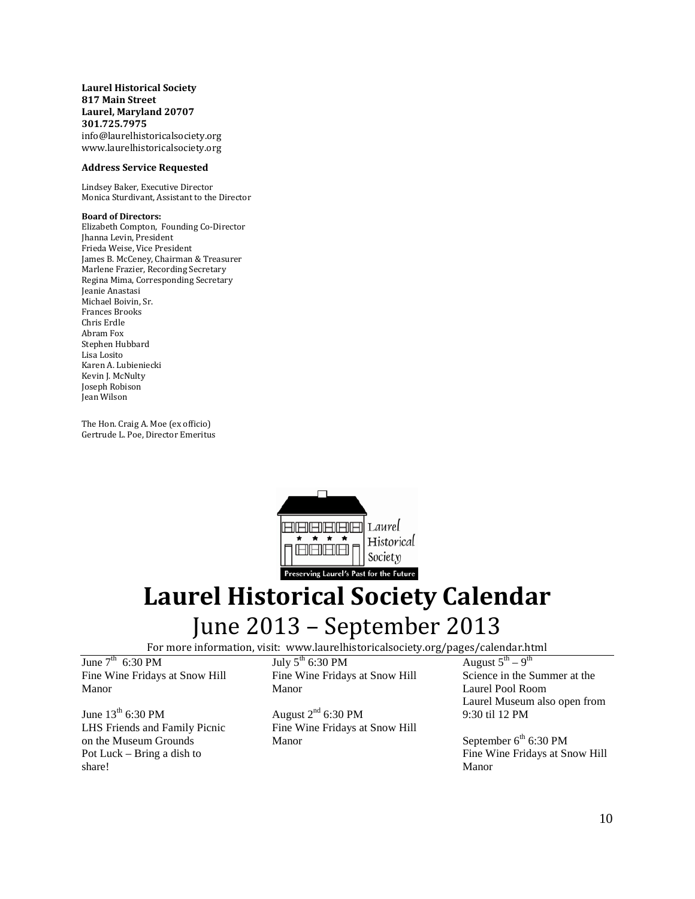**Laurel Historical Society**
**817 Main Street**
**Laurel, Maryland 20707**
**301.725.7975**
info@laurelhistoricalsociety.org
www.laurelhistoricalsociety.org

**Address Service Requested**

Lindsey Baker, Executive Director
Monica Sturdivant, Assistant to the Director

**Board of Directors:**
Elizabeth Compton, Founding Co-Director
Jhanna Levin, President
Frieda Weise, Vice President
James B. McCeney, Chairman & Treasurer
Marlene Frazier, Recording Secretary
Regina Mima, Corresponding Secretary
Jeanie Anastasi
Michael Boivin, Sr.
Frances Brooks
Chris Erdle
Abram Fox
Stephen Hubbard
Lisa Losito
Karen A. Lubieniecki
Kevin J. McNulty
Joseph Robison
Jean Wilson

The Hon. Craig A. Moe (ex officio)
Gertrude L. Poe, Director Emeritus

Laurel Historical Society
Preserving Laurel's Past for the Future

# Laurel Historical Society Calendar

## June 2013 – September 2013

For more information, visit: www.laurelhistoricalsociety.org/pages/calendar.html

June 7th 6:30 PM
Fine Wine Fridays at Snow Hill Manor

June 13th 6:30 PM
LHS Friends and Family Picnic on the Museum Grounds
Pot Luck – Bring a dish to share!

July 5th 6:30 PM
Fine Wine Fridays at Snow Hill Manor

August 2nd 6:30 PM
Fine Wine Fridays at Snow Hill Manor

August 5th – 9th
Science in the Summer at the Laurel Pool Room
Laurel Museum also open from 9:30 til 12 PM

September 6th 6:30 PM
Fine Wine Fridays at Snow Hill Manor